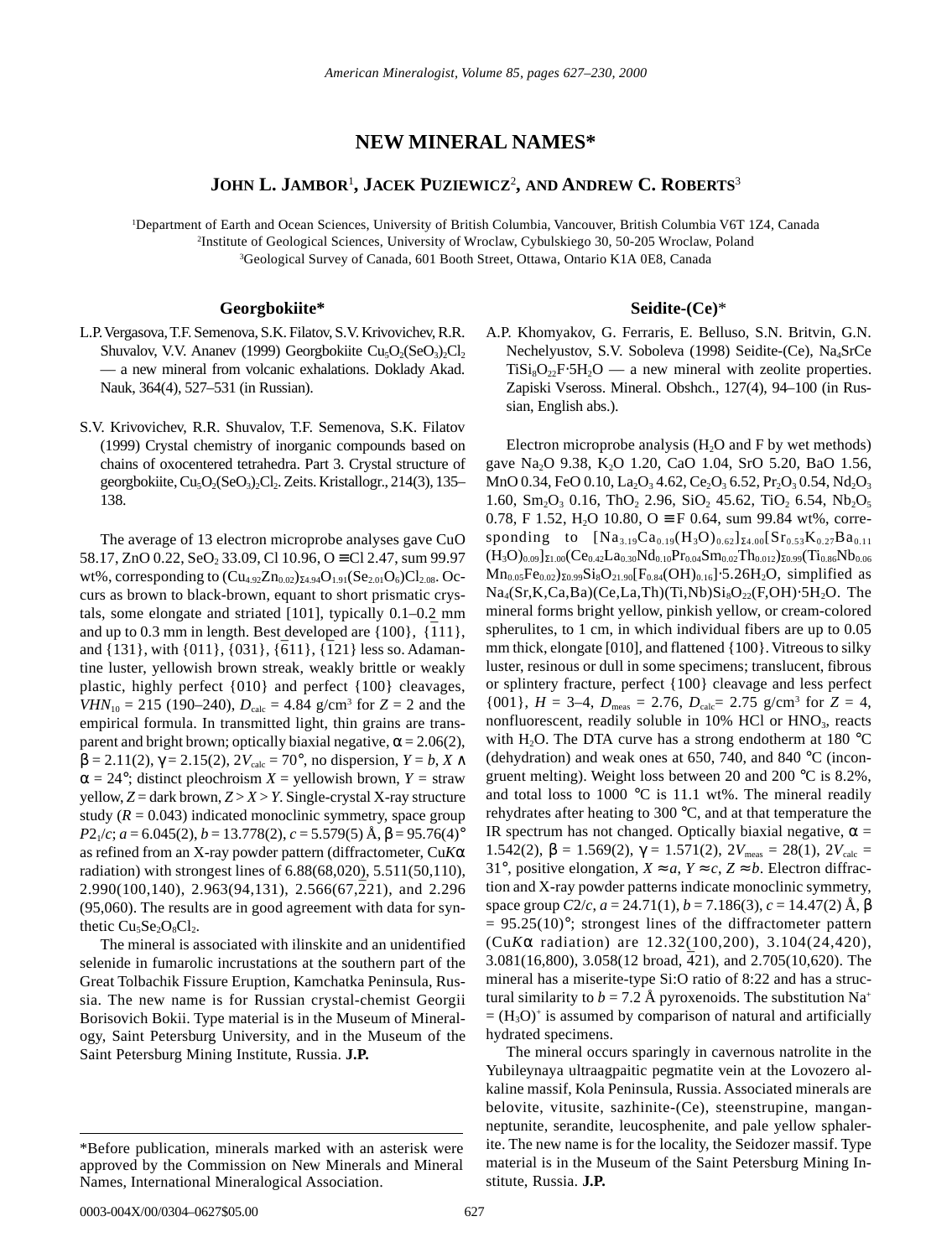# NEW MINERAL NAMES*

**JOHN L. JAMBOR[1], JACEK PUZIEWICZ[2], AND ANDREW C. ROBERTS[3]**

[1]Department of Earth and Ocean Sciences, University of British Columbia, Vancouver, British Columbia V6T 1Z4, Canada
[2]Institute of Geological Sciences, University of Wroclaw, Cybulskiego 30, 50-205 Wroclaw, Poland
[3]Geological Survey of Canada, 601 Booth Street, Ottawa, Ontario K1A 0E8, Canada

## Georgbokiite*

L.P. Vergasova, T.F. Semenova, S.K. Filatov, S.V. Krivovichev, R.R. Shuvalov, V.V. Ananev (1999) Georgbokiite $Cu_5O_2(SeO_3)_2Cl_2$ — a new mineral from volcanic exhalations. Doklady Akad. Nauk, 364(4), 527–531 (in Russian).

S.V. Krivovichev, R.R. Shuvalov, T.F. Semenova, S.K. Filatov (1999) Crystal chemistry of inorganic compounds based on chains of oxocentered tetrahedra. Part 3. Crystal structure of georgbokiite, $Cu_5O_2(SeO_3)_2Cl_2$. Zeits. Kristallogr., 214(3), 135–138.

The average of 13 electron microprobe analyses gave CuO 58.17, ZnO 0.22, $SeO_2$ 33.09, Cl 10.96, O ≡ Cl 2.47, sum 99.97 wt%, corresponding to $(Cu_{4.92}Zn_{0.02})_{\Sigma 4.94}O_{1.91}(Se_{2.01}O_6)Cl_{2.08}$. Occurs as brown to black-brown, equant to short prismatic crystals, some elongate and striated [101], typically 0.1–0.2 mm and up to 0.3 mm in length. Best developed are {100}, {$\bar{1}$11}, and {131}, with {011}, {031}, {$\bar{6}$11}, {$\bar{1}$21} less so. Adamantine luster, yellowish brown streak, weakly brittle or weakly plastic, highly perfect {010} and perfect {100} cleavages, $VHN_{10}$ = 215 (190–240), $D_{calc}$ = 4.84 g/cm$^3$ for $Z$ = 2 and the empirical formula. In transmitted light, thin grains are transparent and bright brown; optically biaxial negative, $\alpha$ = 2.06(2), $\beta$ = 2.11(2), $\gamma$ = 2.15(2), $2V_{calc}$ = 70°, no dispersion, $Y = b$, $X \wedge \alpha$ = 24°; distinct pleochroism $X$ = yellowish brown, $Y$ = straw yellow, $Z$ = dark brown, $Z > X > Y$. Single-crystal X-ray structure study ($R$ = 0.043) indicated monoclinic symmetry, space group $P2_1/c$; $a$ = 6.045(2), $b$ = 13.778(2), $c$ = 5.579(5) Å, $\beta$ = 95.76(4)° as refined from an X-ray powder pattern (diffractometer, Cu$K\alpha$ radiation) with strongest lines of 6.88(68,020), 5.511(50,110), 2.990(100,140), 2.963(94,131), 2.566(67,$\bar{2}$21), and 2.296 (95,060). The results are in good agreement with data for synthetic $Cu_5Se_2O_8Cl_2$.

The mineral is associated with ilinskite and an unidentified selenide in fumarolic incrustations at the southern part of the Great Tolbachik Fissure Eruption, Kamchatka Peninsula, Russia. The new name is for Russian crystal-chemist Georgii Borisovich Bokii. Type material is in the Museum of Mineralogy, Saint Petersburg University, and in the Museum of the Saint Petersburg Mining Institute, Russia. **J.P.**

## Seidite-(Ce)*

A.P. Khomyakov, G. Ferraris, E. Belluso, S.N. Britvin, G.N. Nechelyustov, S.V. Soboleva (1998) Seidite-(Ce), $Na_4SrCeTiSi_8O_{22}F\cdot 5H_2O$ — a new mineral with zeolite properties. Zapiski Vseross. Mineral. Obshch., 127(4), 94–100 (in Russian, English abs.).

Electron microprobe analysis ($H_2O$ and F by wet methods) gave $Na_2O$ 9.38, $K_2O$ 1.20, CaO 1.04, SrO 5.20, BaO 1.56, MnO 0.34, FeO 0.10, $La_2O_3$ 4.62, $Ce_2O_3$ 6.52, $Pr_2O_3$ 0.54, $Nd_2O_3$ 1.60, $Sm_2O_3$ 0.16, $ThO_2$ 2.96, $SiO_2$ 45.62, $TiO_2$ 6.54, $Nb_2O_5$ 0.78, F 1.52, $H_2O$ 10.80, O ≡ F 0.64, sum 99.84 wt%, corresponding to $[Na_{3.19}Ca_{0.19}(H_3O)_{0.62}]_{\Sigma 4.00}[Sr_{0.53}K_{0.27}Ba_{0.11}(H_3O)_{0.09}]_{\Sigma 1.00}(Ce_{0.42}La_{0.30}Nd_{0.10}Pr_{0.04}Sm_{0.02}Th_{0.012})_{\Sigma 0.99}(Ti_{0.86}Nb_{0.06}Mn_{0.05}Fe_{0.02})_{\Sigma 0.99}Si_8O_{21.90}[F_{0.84}(OH)_{0.16}]\cdot 5.26H_2O$, simplified as $Na_4(Sr,K,Ca,Ba)(Ce,La,Th)(Ti,Nb)Si_8O_{22}(F,OH)\cdot 5H_2O$. The mineral forms bright yellow, pinkish yellow, or cream-colored spherulites, to 1 cm, in which individual fibers are up to 0.05 mm thick, elongate [010], and flattened {100}. Vitreous to silky luster, resinous or dull in some specimens; translucent, fibrous or splintery fracture, perfect {100} cleavage and less perfect {001}, $H$ = 3–4, $D_{meas}$ = 2.76, $D_{calc}$= 2.75 g/cm$^3$ for $Z$ = 4, nonfluorescent, readily soluble in 10% HCl or $HNO_3$, reacts with $H_2O$. The DTA curve has a strong endotherm at 180 °C (dehydration) and weak ones at 650, 740, and 840 °C (incongruent melting). Weight loss between 20 and 200 °C is 8.2%, and total loss to 1000 °C is 11.1 wt%. The mineral readily rehydrates after heating to 300 °C, and at that temperature the IR spectrum has not changed. Optically biaxial negative, $\alpha$ = 1.542(2), $\beta$ = 1.569(2), $\gamma$ = 1.571(2), $2V_{meas}$ = 28(1), $2V_{calc}$ = 31°, positive elongation, $X \approx a$, $Y \approx c$, $Z \approx b$. Electron diffraction and X-ray powder patterns indicate monoclinic symmetry, space group $C2/c$, $a$ = 24.71(1), $b$ = 7.186(3), $c$ = 14.47(2) Å, $\beta$ = 95.25(10)°; strongest lines of the diffractometer pattern (Cu$K\alpha$ radiation) are 12.32(100,200), 3.104(24,420), 3.081(16,800), 3.058(12 broad, $\bar{4}$21), and 2.705(10,620). The mineral has a miserite-type Si:O ratio of 8:22 and has a structural similarity to $b$ = 7.2 Å pyroxenoids. The substitution $Na^+ = (H_3O)^+$ is assumed by comparison of natural and artificially hydrated specimens.

The mineral occurs sparingly in cavernous natrolite in the Yubileynaya ultraagpaitic pegmatite vein at the Lovozero alkaline massif, Kola Peninsula, Russia. Associated minerals are belovite, vitusite, sazhinite-(Ce), steenstrupine, manganneptunite, serandite, leucosphenite, and pale yellow sphalerite. The new name is for the locality, the Seidozer massif. Type material is in the Museum of the Saint Petersburg Mining Institute, Russia. **J.P.**

*Before publication, minerals marked with an asterisk were approved by the Commission on New Minerals and Mineral Names, International Mineralogical Association.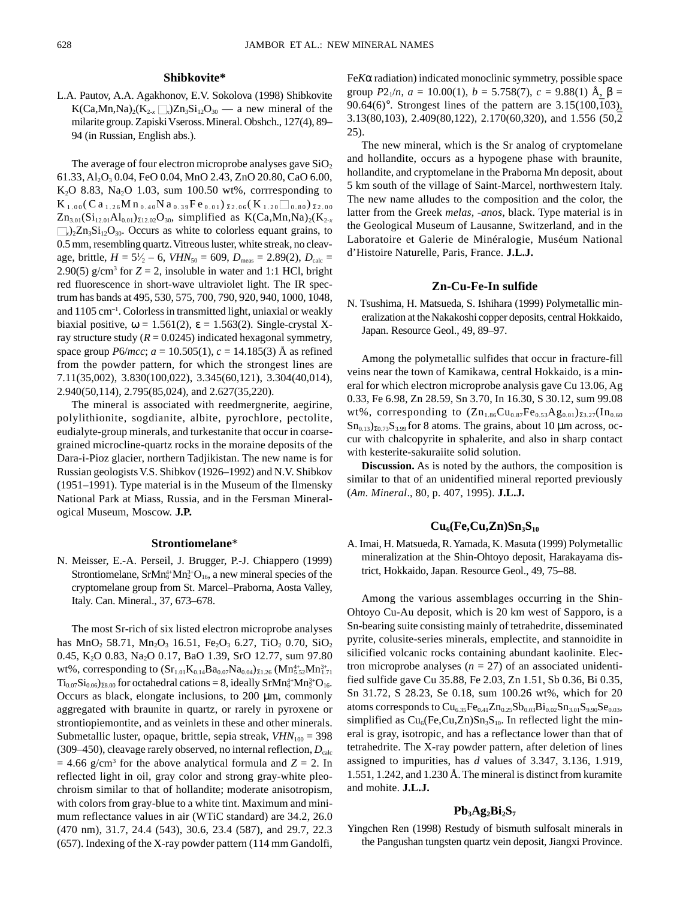## Shibkovite*

L.A. Pautov, A.A. Agakhonov, E.V. Sokolova (1998) Shibkovite $K(Ca,Mn,Na)_2(K_{2-x}\square_x)Zn_3Si_{12}O_{30}$ — a new mineral of the milarite group. Zapiski Vseross. Mineral. Obshch., 127(4), 89–94 (in Russian, English abs.).

The average of four electron microprobe analyses gave $SiO_2$ 61.33, $Al_2O_3$ 0.04, FeO 0.04, MnO 2.43, ZnO 20.80, CaO 6.00, $K_2O$ 8.83, $Na_2O$ 1.03, sum 100.50 wt%, corrresponding to $K_{1.00}(Ca_{1.26}Mn_{0.40}Na_{0.39}Fe_{0.01})_{\Sigma 2.06}(K_{1.20}\square_{0.80})_{\Sigma 2.00}Zn_{3.01}(Si_{12.01}Al_{0.01})_{\Sigma 12.02}O_{30}$, simplified as $K(Ca,Mn,Na)_2(K_{2-x}\square_x)_2Zn_3Si_{12}O_{30}$. Occurs as white to colorless equant grains, to 0.5 mm, resembling quartz. Vitreous luster, white streak, no cleavage, brittle, $H = 5½ – 6$, $VHN_{50} = 609$, $D_{meas} = 2.89(2)$, $D_{calc} = 2.90(5)$ g/cm$^3$ for $Z = 2$, insoluble in water and 1:1 HCl, bright red fluorescence in short-wave ultraviolet light. The IR spectrum has bands at 495, 530, 575, 700, 790, 920, 940, 1000, 1048, and 1105 cm$^{-1}$. Colorless in transmitted light, uniaxial or weakly biaxial positive, $\omega = 1.561(2)$, $\varepsilon = 1.563(2)$. Single-crystal X-ray structure study ($R = 0.0245$) indicated hexagonal symmetry, space group $P6/mcc$; $a = 10.505(1)$, $c = 14.185(3)$ Å as refined from the powder pattern, for which the strongest lines are 7.11(35,002), 3.830(100,022), 3.345(60,121), 3.304(40,014), 2.940(50,114), 2.795(85,024), and 2.627(35,220).

The mineral is associated with reedmergnerite, aegirine, polylithionite, sogdianite, albite, pyrochlore, pectolite, eudialyte-group minerals, and turkestanite that occur in coarse-grained microcline-quartz rocks in the moraine deposits of the Dara-i-Pioz glacier, northern Tadjikistan. The new name is for Russian geologists V.S. Shibkov (1926–1992) and N.V. Shibkov (1951–1991). Type material is in the Museum of the Ilmensky National Park at Miass, Russia, and in the Fersman Mineralogical Museum, Moscow. **J.P.**

## Strontiomelane*

N. Meisser, E.-A. Perseil, J. Brugger, P.-J. Chiappero (1999) Strontiomelane, $SrMn^{4+}_6Mn^{3+}_2O_{16}$, a new mineral species of the cryptomelane group from St. Marcel–Praborna, Aosta Valley, Italy. Can. Mineral., 37, 673–678.

The most Sr-rich of six listed electron microprobe analyses has $MnO_2$ 58.71, $Mn_2O_3$ 16.51, $Fe_2O_3$ 6.27, $TiO_2$ 0.70, $SiO_2$ 0.45, $K_2O$ 0.83, $Na_2O$ 0.17, BaO 1.39, SrO 12.77, sum 97.80 wt%, corresponding to $(Sr_{1.01}K_{0.14}Ba_{0.07}Na_{0.04})_{\Sigma 1.26}(Mn^{4+}_{5.52}Mn^{3+}_{1.71}Ti_{0.07}Si_{0.06})_{\Sigma 8.00}$ for octahedral cations = 8, ideally $SrMn^{4+}_6Mn^{3+}_2O_{16}$. Occurs as black, elongate inclusions, to 200 μm, commonly aggregated with braunite in quartz, or rarely in pyroxene or strontiopiemontite, and as veinlets in these and other minerals. Submetallic luster, opaque, brittle, sepia streak, $VHN_{100} = 398$ (309–450), cleavage rarely observed, no internal reflection, $D_{calc} = 4.66$ g/cm$^3$ for the above analytical formula and $Z = 2$. In reflected light in oil, gray color and strong gray-white pleochroism similar to that of hollandite; moderate anisotropism, with colors from gray-blue to a white tint. Maximum and minimum reflectance values in air (WTiC standard) are 34.2, 26.0 (470 nm), 31.7, 24.4 (543), 30.6, 23.4 (587), and 29.7, 22.3 (657). Indexing of the X-ray powder pattern (114 mm Gandolfi, Fe$K\alpha$ radiation) indicated monoclinic symmetry, possible space group $P2_1/n$, $a = 10.00(1)$, $b = 5.758(7)$, $c = 9.88(1)$ Å, $\beta = 90.64(6)°$. Strongest lines of the pattern are 3.15(100,$\bar{1}$03), 3.13(80,103), 2.409(80,122), 2.170(60,320), and 1.556 (50,$\bar{2}$25).

The new mineral, which is the Sr analog of cryptomelane and hollandite, occurs as a hypogene phase with braunite, hollandite, and cryptomelane in the Praborna Mn deposit, about 5 km south of the village of Saint-Marcel, northwestern Italy. The new name alludes to the composition and the color, the latter from the Greek *melas, -anos*, black. Type material is in the Geological Museum of Lausanne, Switzerland, and in the Laboratoire et Galerie de Minéralogie, Muséum National d'Histoire Naturelle, Paris, France. **J.L.J.**

## Zn-Cu-Fe-In sulfide

N. Tsushima, H. Matsueda, S. Ishihara (1999) Polymetallic mineralization at the Nakakoshi copper deposits, central Hokkaido, Japan. Resource Geol., 49, 89–97.

Among the polymetallic sulfides that occur in fracture-fill veins near the town of Kamikawa, central Hokkaido, is a mineral for which electron microprobe analysis gave Cu 13.06, Ag 0.33, Fe 6.98, Zn 28.59, Sn 3.70, In 16.30, S 30.12, sum 99.08 wt%, corresponding to $(Zn_{1.86}Cu_{0.87}Fe_{0.53}Ag_{0.01})_{\Sigma 3.27}(In_{0.60}Sn_{0.13})_{\Sigma 0.73}S_{3.99}$ for 8 atoms. The grains, about 10 μm across, occur with chalcopyrite in sphalerite, and also in sharp contact with kesterite-sakuraiite solid solution.

**Discussion.** As is noted by the authors, the composition is similar to that of an unidentified mineral reported previously (*Am. Mineral*., 80, p. 407, 1995). **J.L.J.**

## $Cu_6(Fe,Cu,Zn)Sn_3S_{10}$

A. Imai, H. Matsueda, R. Yamada, K. Masuta (1999) Polymetallic mineralization at the Shin-Ohtoyo deposit, Harakayama district, Hokkaido, Japan. Resource Geol., 49, 75–88.

Among the various assemblages occurring in the Shin-Ohtoyo Cu-Au deposit, which is 20 km west of Sapporo, is a Sn-bearing suite consisting mainly of tetrahedrite, disseminated pyrite, colusite-series minerals, emplectite, and stannoidite in silicified volcanic rocks containing abundant kaolinite. Electron microprobe analyses ($n = 27$) of an associated unidentified sulfide gave Cu 35.88, Fe 2.03, Zn 1.51, Sb 0.36, Bi 0.35, Sn 31.72, S 28.23, Se 0.18, sum 100.26 wt%, which for 20 atoms corresponds to $Cu_{6.35}Fe_{0.41}Zn_{0.25}Sb_{0.03}Bi_{0.02}Sn_{3.01}S_{9.90}Se_{0.03}$, simplified as $Cu_6(Fe,Cu,Zn)Sn_3S_{10}$. In reflected light the mineral is gray, isotropic, and has a reflectance lower than that of tetrahedrite. The X-ray powder pattern, after deletion of lines assigned to impurities, has $d$ values of 3.347, 3.136, 1.919, 1.551, 1.242, and 1.230 Å. The mineral is distinct from kuramite and mohite. **J.L.J.**

## $Pb_3Ag_2Bi_2S_7$

Yingchen Ren (1998) Restudy of bismuth sulfosalt minerals in the Pangushan tungsten quartz vein deposit, Jiangxi Province.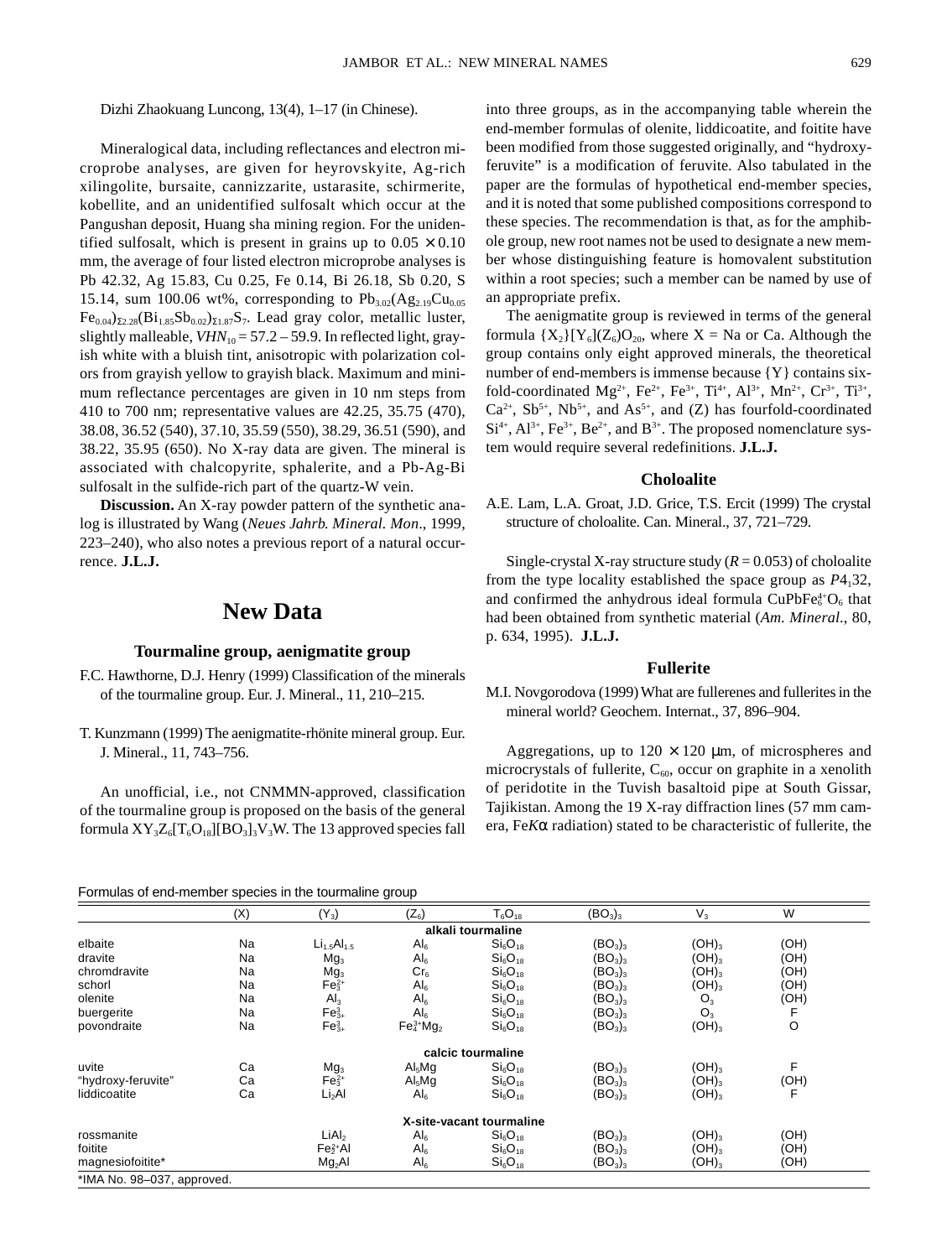Dizhi Zhaokuang Luncong, 13(4), 1–17 (in Chinese).

Mineralogical data, including reflectances and electron microprobe analyses, are given for heyrovskyite, Ag-rich xilingolite, bursaite, cannizzarite, ustarasite, schirmerite, kobellite, and an unidentified sulfosalt which occur at the Pangushan deposit, Huang sha mining region. For the unidentified sulfosalt, which is present in grains up to 0.05 × 0.10 mm, the average of four listed electron microprobe analyses is Pb 42.32, Ag 15.83, Cu 0.25, Fe 0.14, Bi 26.18, Sb 0.20, S 15.14, sum 100.06 wt%, corresponding to $Pb_{3.02}(Ag_{2.19}Cu_{0.05}Fe_{0.04})_{\Sigma 2.28}(Bi_{1.85}Sb_{0.02})_{\Sigma 1.87}S_7$. Lead gray color, metallic luster, slightly malleable, $VHN_{10}$ = 57.2 – 59.9. In reflected light, grayish white with a bluish tint, anisotropic with polarization colors from grayish yellow to grayish black. Maximum and minimum reflectance percentages are given in 10 nm steps from 410 to 700 nm; representative values are 42.25, 35.75 (470), 38.08, 36.52 (540), 37.10, 35.59 (550), 38.29, 36.51 (590), and 38.22, 35.95 (650). No X-ray data are given. The mineral is associated with chalcopyrite, sphalerite, and a Pb-Ag-Bi sulfosalt in the sulfide-rich part of the quartz-W vein.

**Discussion.** An X-ray powder pattern of the synthetic analog is illustrated by Wang (*Neues Jahrb. Mineral. Mon*., 1999, 223–240), who also notes a previous report of a natural occurrence. **J.L.J.**

# New Data

### Tourmaline group, aenigmatite group

F.C. Hawthorne, D.J. Henry (1999) Classification of the minerals of the tourmaline group. Eur. J. Mineral., 11, 210–215.

T. Kunzmann (1999) The aenigmatite-rhönite mineral group. Eur. J. Mineral., 11, 743–756.

An unofficial, i.e., not CNMMN-approved, classification of the tourmaline group is proposed on the basis of the general formula $XY_3Z_6[T_6O_{18}][BO_3]_3V_3W$. The 13 approved species fall into three groups, as in the accompanying table wherein the end-member formulas of olenite, liddicoatite, and foitite have been modified from those suggested originally, and "hydroxy-feruvite" is a modification of feruvite. Also tabulated in the paper are the formulas of hypothetical end-member species, and it is noted that some published compositions correspond to these species. The recommendation is that, as for the amphibole group, new root names not be used to designate a new member whose distinguishing feature is homovalent substitution within a root species; such a member can be named by use of an appropriate prefix.

The aenigmatite group is reviewed in terms of the general formula $\{X_2\}[Y_6](Z_6)O_{20}$, where X = Na or Ca. Although the group contains only eight approved minerals, the theoretical number of end-members is immense because {Y} contains six-fold-coordinated $Mg^{2+}$, $Fe^{2+}$, $Fe^{3+}$, $Ti^{4+}$, $Al^{3+}$, $Mn^{2+}$, $Cr^{3+}$, $Ti^{3+}$, $Ca^{2+}$, $Sb^{5+}$, $Nb^{5+}$, and $As^{5+}$, and (Z) has fourfold-coordinated $Si^{4+}$, $Al^{3+}$, $Fe^{3+}$, $Be^{2+}$, and $B^{3+}$. The proposed nomenclature system would require several redefinitions. **J.L.J.**

### Choloalite

A.E. Lam, L.A. Groat, J.D. Grice, T.S. Ercit (1999) The crystal structure of choloalite. Can. Mineral., 37, 721–729.

Single-crystal X-ray structure study ($R$ = 0.053) of choloalite from the type locality established the space group as $P4_132$, and confirmed the anhydrous ideal formula $CuPbFe_6^{4+}O_6$ that had been obtained from synthetic material (*Am. Mineral*., 80, p. 634, 1995). **J.L.J.**

### Fullerite

M.I. Novgorodova (1999) What are fullerenes and fullerites in the mineral world? Geochem. Internat., 37, 896–904.

Aggregations, up to 120 × 120 μm, of microspheres and microcrystals of fullerite, $C_{60}$, occur on graphite in a xenolith of peridotite in the Tuvish basaltoid pipe at South Gissar, Tajikistan. Among the 19 X-ray diffraction lines (57 mm camera, Fe$K\alpha$ radiation) stated to be characteristic of fullerite, the

Formulas of end-member species in the tourmaline group

| | (X) | ($Y_3$) | ($Z_6$) | $T_6O_{18}$ | $(BO_3)_3$ | $V_3$ | W |
|---|---|---|---|---|---|---|---|
| | | | **alkali tourmaline** | | | | |
| elbaite | Na | $Li_{1.5}Al_{1.5}$ | $Al_6$ | $Si_6O_{18}$ | $(BO_3)_3$ | $(OH)_3$ | (OH) |
| dravite | Na | $Mg_3$ | $Al_6$ | $Si_6O_{18}$ | $(BO_3)_3$ | $(OH)_3$ | (OH) |
| chromdravite | Na | $Mg_3$ | $Cr_6$ | $Si_6O_{18}$ | $(BO_3)_3$ | $(OH)_3$ | (OH) |
| schorl | Na | $Fe_3^{2+}$ | $Al_6$ | $Si_6O_{18}$ | $(BO_3)_3$ | $(OH)_3$ | (OH) |
| olenite | Na | $Al_3$ | $Al_6$ | $Si_6O_{18}$ | $(BO_3)_3$ | $O_3$ | (OH) |
| buergerite | Na | $Fe_{3+}^3$ | $Al_6$ | $Si_6O_{18}$ | $(BO_3)_3$ | $O_3$ | F |
| povondraite | Na | $Fe_{3+}^3$ | $Fe_4^{3+}Mg_2$ | $Si_6O_{18}$ | $(BO_3)_3$ | $(OH)_3$ | O |
| | | | **calcic tourmaline** | | | | |
| uvite | Ca | $Mg_3$ | $Al_5Mg$ | $Si_6O_{18}$ | $(BO_3)_3$ | $(OH)_3$ | F |
| "hydroxy-feruvite" | Ca | $Fe_3^{2+}$ | $Al_5Mg$ | $Si_6O_{18}$ | $(BO_3)_3$ | $(OH)_3$ | (OH) |
| liddicoatite | Ca | $Li_2Al$ | $Al_6$ | $Si_6O_{18}$ | $(BO_3)_3$ | $(OH)_3$ | F |
| | | | **X-site-vacant tourmaline** | | | | |
| rossmanite | | $LiAl_2$ | $Al_6$ | $Si_6O_{18}$ | $(BO_3)_3$ | $(OH)_3$ | (OH) |
| foitite | | $Fe_2^{2+}Al$ | $Al_6$ | $Si_6O_{18}$ | $(BO_3)_3$ | $(OH)_3$ | (OH) |
| magnesiofoitite* | | $Mg_2Al$ | $Al_6$ | $Si_6O_{18}$ | $(BO_3)_3$ | $(OH)_3$ | (OH) |

*IMA No. 98–037, approved.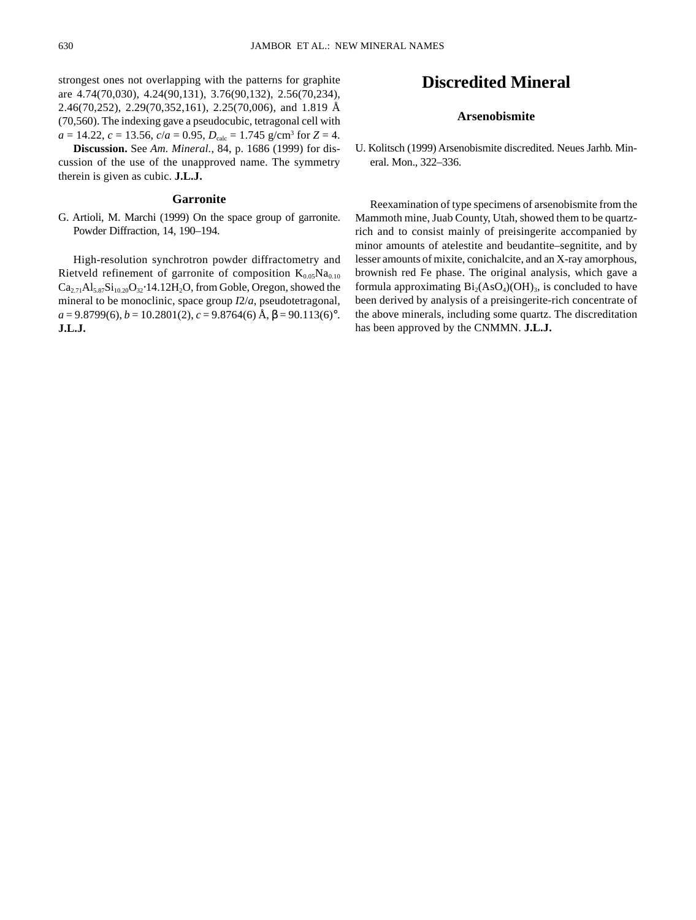strongest ones not overlapping with the patterns for graphite are 4.74(70,030), 4.24(90,131), 3.76(90,132), 2.56(70,234), 2.46(70,252), 2.29(70,352,161), 2.25(70,006), and 1.819 Å (70,560). The indexing gave a pseudocubic, tetragonal cell with $a$ = 14.22, $c$ = 13.56, $c/a$ = 0.95, $D_{calc}$ = 1.745 g/cm$^3$ for $Z$ = 4.

**Discussion.** See *Am. Mineral.*, 84, p. 1686 (1999) for discussion of the use of the unapproved name. The symmetry therein is given as cubic. **J.L.J.**

### Garronite

G. Artioli, M. Marchi (1999) On the space group of garronite. Powder Diffraction, 14, 190–194.

High-resolution synchrotron powder diffractometry and Rietveld refinement of garronite of composition $K_{0.05}Na_{0.10}Ca_{2.71}Al_{5.87}Si_{10.20}O_{32}·14.12H_2O$, from Goble, Oregon, showed the mineral to be monoclinic, space group $I2/a$, pseudotetragonal, $a$ = 9.8799(6), $b$ = 10.2801(2), $c$ = 9.8764(6) Å, $\beta$ = 90.113(6)°. **J.L.J.**

## Discredited Mineral

### Arsenobismite

U. Kolitsch (1999) Arsenobismite discredited. Neues Jarhb. Mineral. Mon., 322–336.

Reexamination of type specimens of arsenobismite from the Mammoth mine, Juab County, Utah, showed them to be quartz-rich and to consist mainly of preisingerite accompanied by minor amounts of atelestite and beudantite–segnitite, and by lesser amounts of mixite, conichalcite, and an X-ray amorphous, brownish red Fe phase. The original analysis, which gave a formula approximating $Bi_2(AsO_4)(OH)_3$, is concluded to have been derived by analysis of a preisingerite-rich concentrate of the above minerals, including some quartz. The discreditation has been approved by the CNMMN. **J.L.J.**